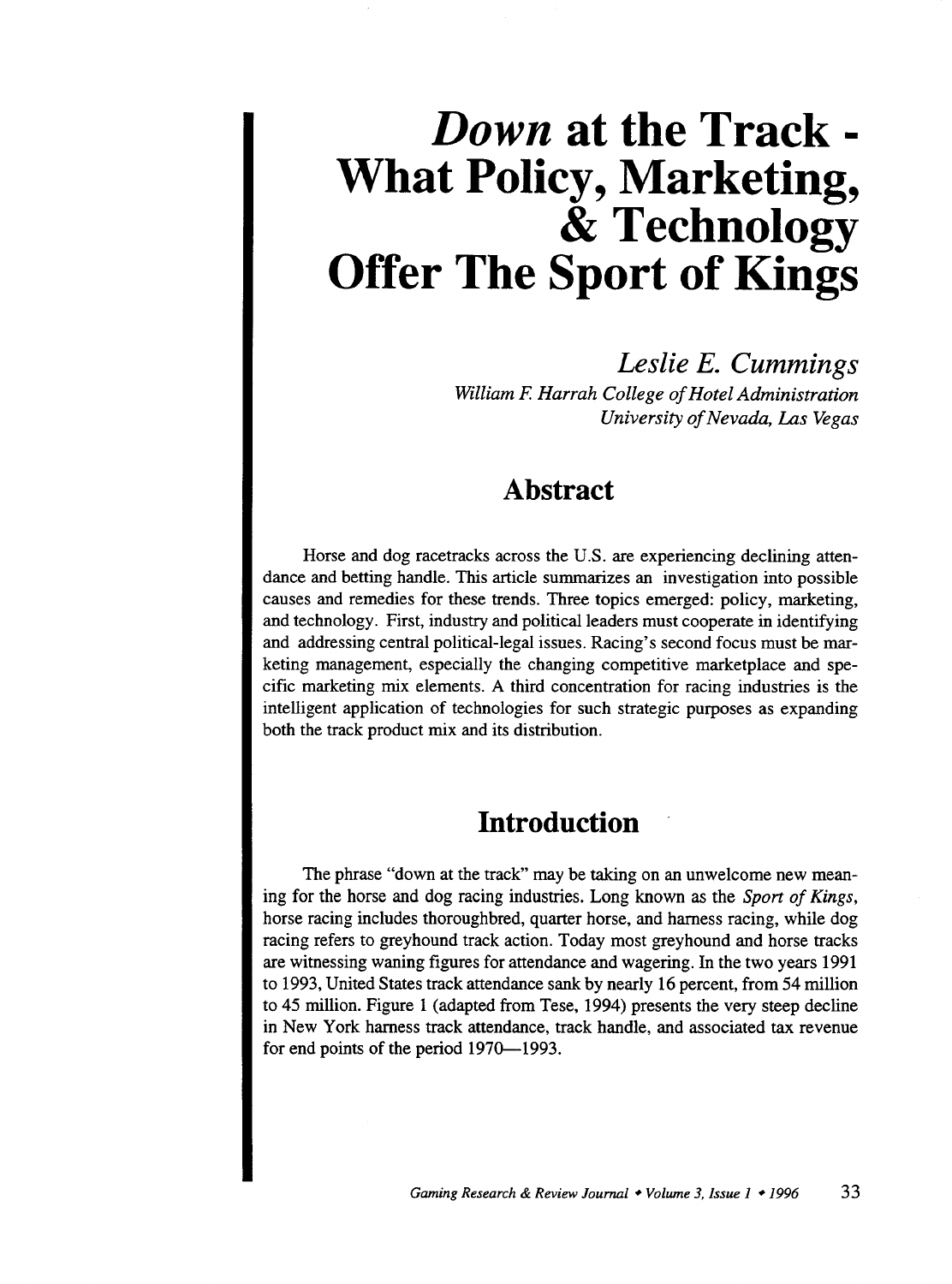# *Down* at the Track - What Policy, Marketing, & Technology Offer The Sport of Kings

*Leslie E. Cummings*

*William F. Harrah College of Hotel Administration*
*University of Nevada, Las Vegas*

## Abstract

Horse and dog racetracks across the U.S. are experiencing declining attendance and betting handle. This article summarizes an investigation into possible causes and remedies for these trends. Three topics emerged: policy, marketing, and technology. First, industry and political leaders must cooperate in identifying and addressing central political-legal issues. Racing's second focus must be marketing management, especially the changing competitive marketplace and specific marketing mix elements. A third concentration for racing industries is the intelligent application of technologies for such strategic purposes as expanding both the track product mix and its distribution.

## Introduction

The phrase "down at the track" may be taking on an unwelcome new meaning for the horse and dog racing industries. Long known as the *Sport of Kings*, horse racing includes thoroughbred, quarter horse, and harness racing, while dog racing refers to greyhound track action. Today most greyhound and horse tracks are witnessing waning figures for attendance and wagering. In the two years 1991 to 1993, United States track attendance sank by nearly 16 percent, from 54 million to 45 million. Figure 1 (adapted from Tese, 1994) presents the very steep decline in New York harness track attendance, track handle, and associated tax revenue for end points of the period 1970—1993.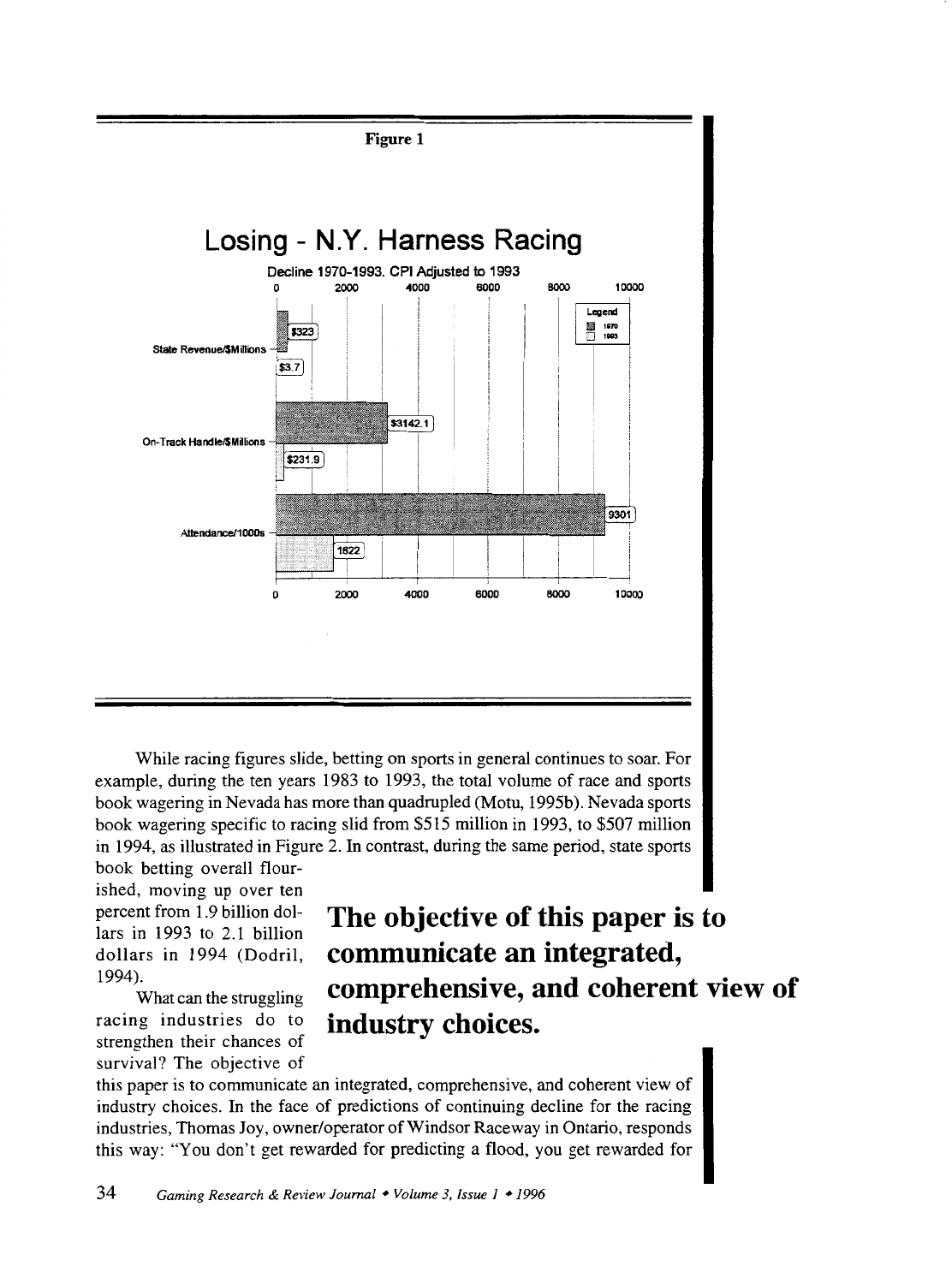**Figure 1**

**Losing - N.Y. Harness Racing**

Decline 1970-1993. CPI Adjusted to 1993

| | 1970 | 1993 |
|---|---|---|
| State Revenue/$Millions | $323 | $3.7 |
| On-Track Handle/$Millions | $3142.1 | $231.9 |
| Attendance/1000s | 9301 | 1822 |

While racing figures slide, betting on sports in general continues to soar. For example, during the ten years 1983 to 1993, the total volume of race and sports book wagering in Nevada has more than quadrupled (Motu, 1995b). Nevada sports book wagering specific to racing slid from $515 million in 1993, to $507 million in 1994, as illustrated in Figure 2. In contrast, during the same period, state sports book betting overall flourished, moving up over ten percent from 1.9 billion dollars in 1993 to 2.1 billion dollars in 1994 (Dodril, 1994).

**The objective of this paper is to communicate an integrated, comprehensive, and coherent view of industry choices.**

What can the struggling racing industries do to strengthen their chances of survival? The objective of this paper is to communicate an integrated, comprehensive, and coherent view of industry choices. In the face of predictions of continuing decline for the racing industries, Thomas Joy, owner/operator of Windsor Raceway in Ontario, responds this way: "You don't get rewarded for predicting a flood, you get rewarded for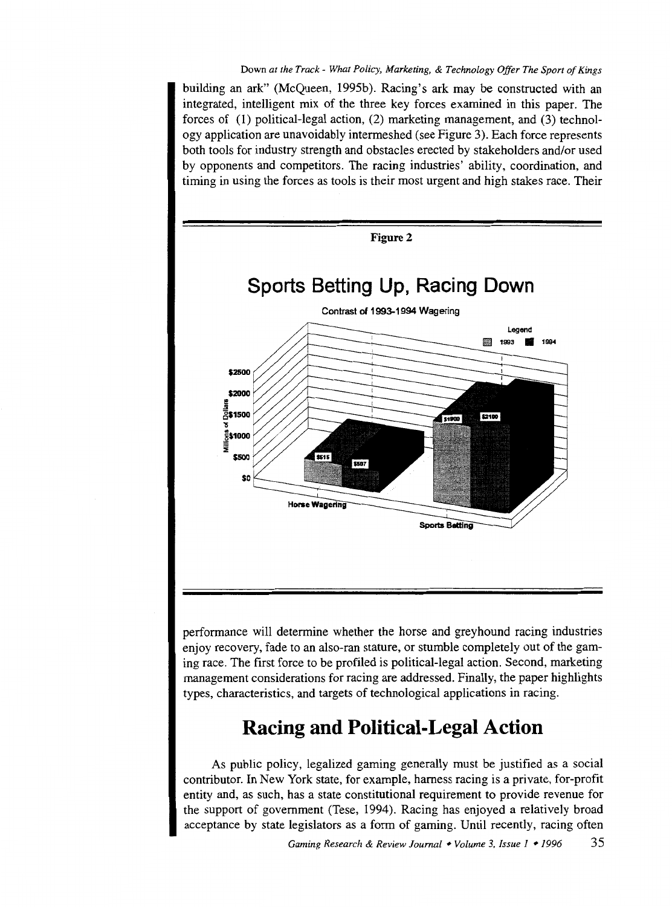building an ark" (McQueen, 1995b). Racing's ark may be constructed with an integrated, intelligent mix of the three key forces examined in this paper. The forces of (1) political-legal action, (2) marketing management, and (3) technology application are unavoidably intermeshed (see Figure 3). Each force represents both tools for industry strength and obstacles erected by stakeholders and/or used by opponents and competitors. The racing industries' ability, coordination, and timing in using the forces as tools is their most urgent and high stakes race. Their

**Figure 2**

**Sports Betting Up, Racing Down**

Contrast of 1993-1994 Wagering

| | 1993 | 1994 |
|---|---|---|
| Horse Wagering | $515 | $507 |
| Sports Betting | $1900 | $2100 |

(Millions of Dollars)

performance will determine whether the horse and greyhound racing industries enjoy recovery, fade to an also-ran stature, or stumble completely out of the gaming race. The first force to be profiled is political-legal action. Second, marketing management considerations for racing are addressed. Finally, the paper highlights types, characteristics, and targets of technological applications in racing.

## Racing and Political-Legal Action

As public policy, legalized gaming generally must be justified as a social contributor. In New York state, for example, harness racing is a private, for-profit entity and, as such, has a state constitutional requirement to provide revenue for the support of government (Tese, 1994). Racing has enjoyed a relatively broad acceptance by state legislators as a form of gaming. Until recently, racing often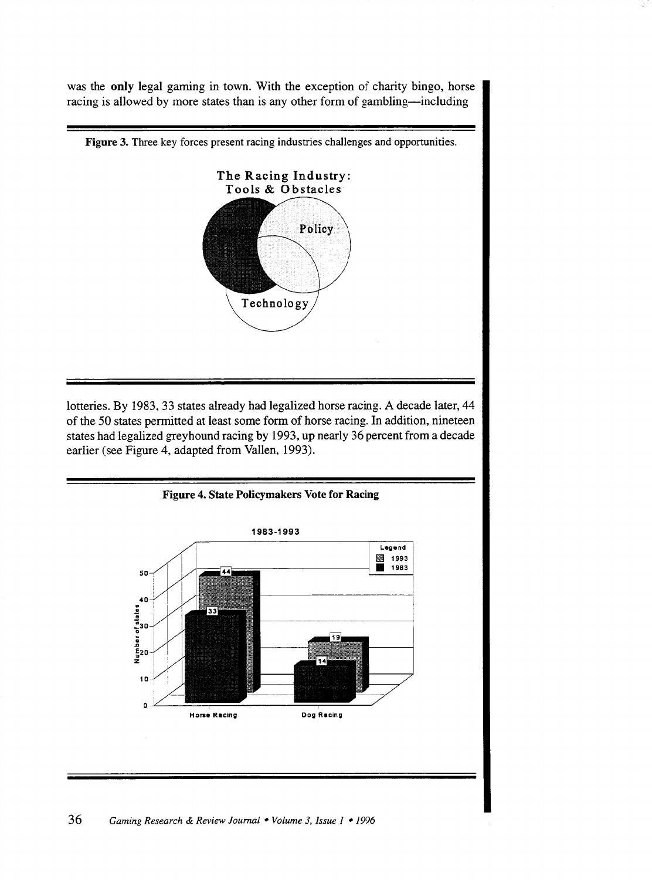was the **only** legal gaming in town. With the exception of charity bingo, horse racing is allowed by more states than is any other form of gambling—including

**Figure 3.** Three key forces present racing industries challenges and opportunities.

lotteries. By 1983, 33 states already had legalized horse racing. A decade later, 44 of the 50 states permitted at least some form of horse racing. In addition, nineteen states had legalized greyhound racing by 1993, up nearly 36 percent from a decade earlier (see Figure 4, adapted from Vallen, 1993).

**Figure 4. State Policymakers Vote for Racing**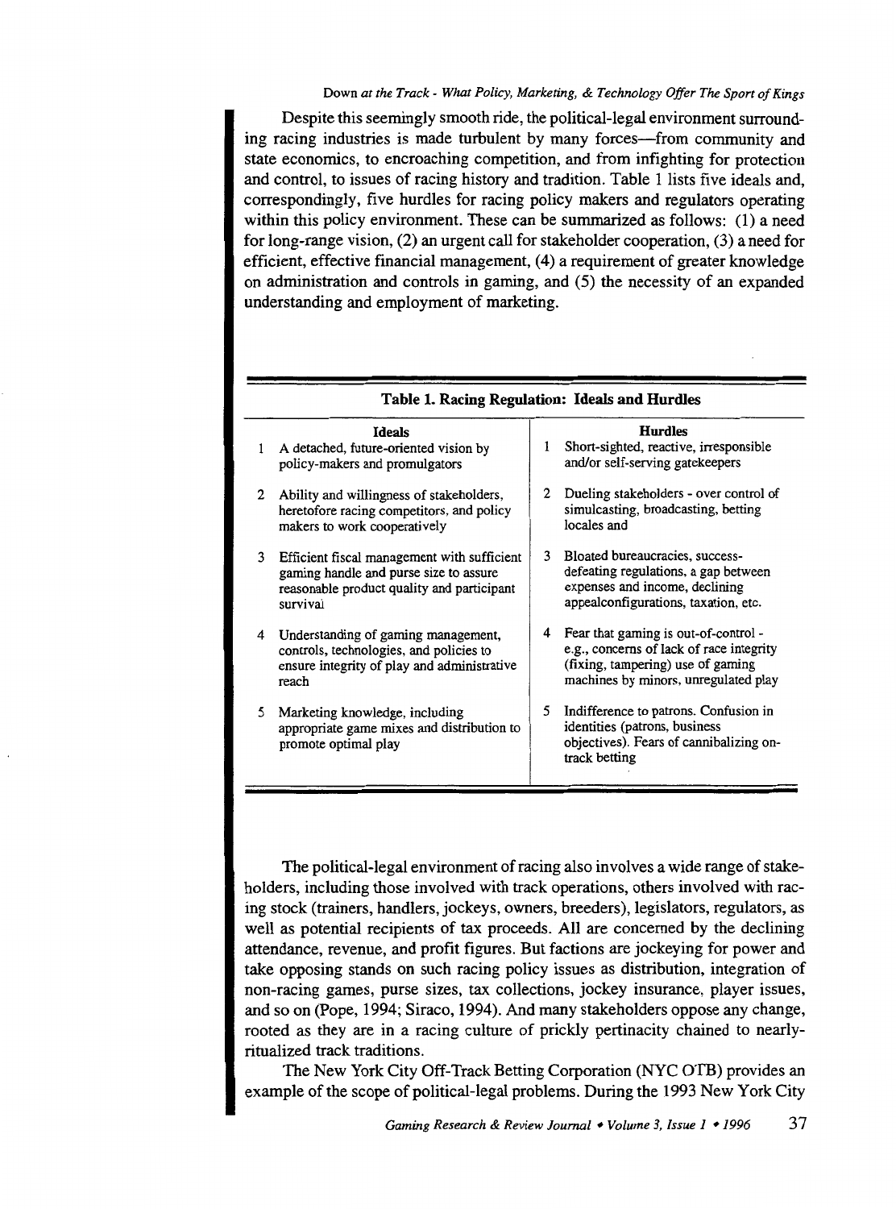Despite this seemingly smooth ride, the political-legal environment surrounding racing industries is made turbulent by many forces—from community and state economics, to encroaching competition, and from infighting for protection and control, to issues of racing history and tradition. Table 1 lists five ideals and, correspondingly, five hurdles for racing policy makers and regulators operating within this policy environment. These can be summarized as follows: (1) a need for long-range vision, (2) an urgent call for stakeholder cooperation, (3) a need for efficient, effective financial management, (4) a requirement of greater knowledge on administration and controls in gaming, and (5) the necessity of an expanded understanding and employment of marketing.

**Table 1. Racing Regulation: Ideals and Hurdles**

| | Ideals | | Hurdles |
|---|---|---|---|
| 1 | A detached, future-oriented vision by policy-makers and promulgators | 1 | Short-sighted, reactive, irresponsible and/or self-serving gatekeepers |
| 2 | Ability and willingness of stakeholders, heretofore racing competitors, and policy makers to work cooperatively | 2 | Dueling stakeholders - over control of simulcasting, broadcasting, betting locales and |
| 3 | Efficient fiscal management with sufficient gaming handle and purse size to assure reasonable product quality and participant survival | 3 | Bloated bureaucracies, success-defeating regulations, a gap between expenses and income, declining appealconfigurations, taxation, etc. |
| 4 | Understanding of gaming management, controls, technologies, and policies to ensure integrity of play and administrative reach | 4 | Fear that gaming is out-of-control - e.g., concerns of lack of race integrity (fixing, tampering) use of gaming machines by minors, unregulated play |
| 5 | Marketing knowledge, including appropriate game mixes and distribution to promote optimal play | 5 | Indifference to patrons. Confusion in identities (patrons, business objectives). Fears of cannibalizing on-track betting |

The political-legal environment of racing also involves a wide range of stakeholders, including those involved with track operations, others involved with racing stock (trainers, handlers, jockeys, owners, breeders), legislators, regulators, as well as potential recipients of tax proceeds. All are concerned by the declining attendance, revenue, and profit figures. But factions are jockeying for power and take opposing stands on such racing policy issues as distribution, integration of non-racing games, purse sizes, tax collections, jockey insurance, player issues, and so on (Pope, 1994; Siraco, 1994). And many stakeholders oppose any change, rooted as they are in a racing culture of prickly pertinacity chained to nearly-ritualized track traditions.

The New York City Off-Track Betting Corporation (NYC OTB) provides an example of the scope of political-legal problems. During the 1993 New York City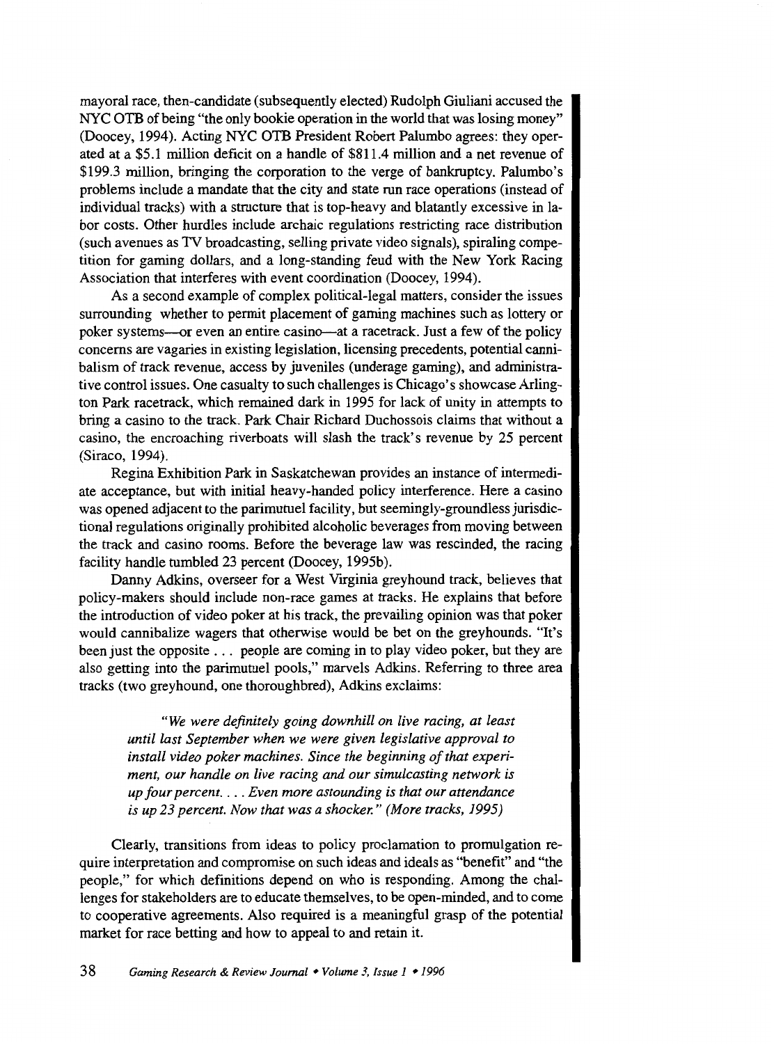mayoral race, then-candidate (subsequently elected) Rudolph Giuliani accused the NYC OTB of being "the only bookie operation in the world that was losing money" (Doocey, 1994). Acting NYC OTB President Robert Palumbo agrees: they operated at a $5.1 million deficit on a handle of $811.4 million and a net revenue of $199.3 million, bringing the corporation to the verge of bankruptcy. Palumbo's problems include a mandate that the city and state run race operations (instead of individual tracks) with a structure that is top-heavy and blatantly excessive in labor costs. Other hurdles include archaic regulations restricting race distribution (such avenues as TV broadcasting, selling private video signals), spiraling competition for gaming dollars, and a long-standing feud with the New York Racing Association that interferes with event coordination (Doocey, 1994).

As a second example of complex political-legal matters, consider the issues surrounding whether to permit placement of gaming machines such as lottery or poker systems—or even an entire casino—at a racetrack. Just a few of the policy concerns are vagaries in existing legislation, licensing precedents, potential cannibalism of track revenue, access by juveniles (underage gaming), and administrative control issues. One casualty to such challenges is Chicago's showcase Arlington Park racetrack, which remained dark in 1995 for lack of unity in attempts to bring a casino to the track. Park Chair Richard Duchossois claims that without a casino, the encroaching riverboats will slash the track's revenue by 25 percent (Siraco, 1994).

Regina Exhibition Park in Saskatchewan provides an instance of intermediate acceptance, but with initial heavy-handed policy interference. Here a casino was opened adjacent to the parimutuel facility, but seemingly-groundless jurisdictional regulations originally prohibited alcoholic beverages from moving between the track and casino rooms. Before the beverage law was rescinded, the racing facility handle tumbled 23 percent (Doocey, 1995b).

Danny Adkins, overseer for a West Virginia greyhound track, believes that policy-makers should include non-race games at tracks. He explains that before the introduction of video poker at his track, the prevailing opinion was that poker would cannibalize wagers that otherwise would be bet on the greyhounds. "It's been just the opposite . . . people are coming in to play video poker, but they are also getting into the parimutuel pools," marvels Adkins. Referring to three area tracks (two greyhound, one thoroughbred), Adkins exclaims:

> *"We were definitely going downhill on live racing, at least until last September when we were given legislative approval to install video poker machines. Since the beginning of that experiment, our handle on live racing and our simulcasting network is up four percent. . . . Even more astounding is that our attendance is up 23 percent. Now that was a shocker." (More tracks, 1995)*

Clearly, transitions from ideas to policy proclamation to promulgation require interpretation and compromise on such ideas and ideals as "benefit" and "the people," for which definitions depend on who is responding. Among the challenges for stakeholders are to educate themselves, to be open-minded, and to come to cooperative agreements. Also required is a meaningful grasp of the potential market for race betting and how to appeal to and retain it.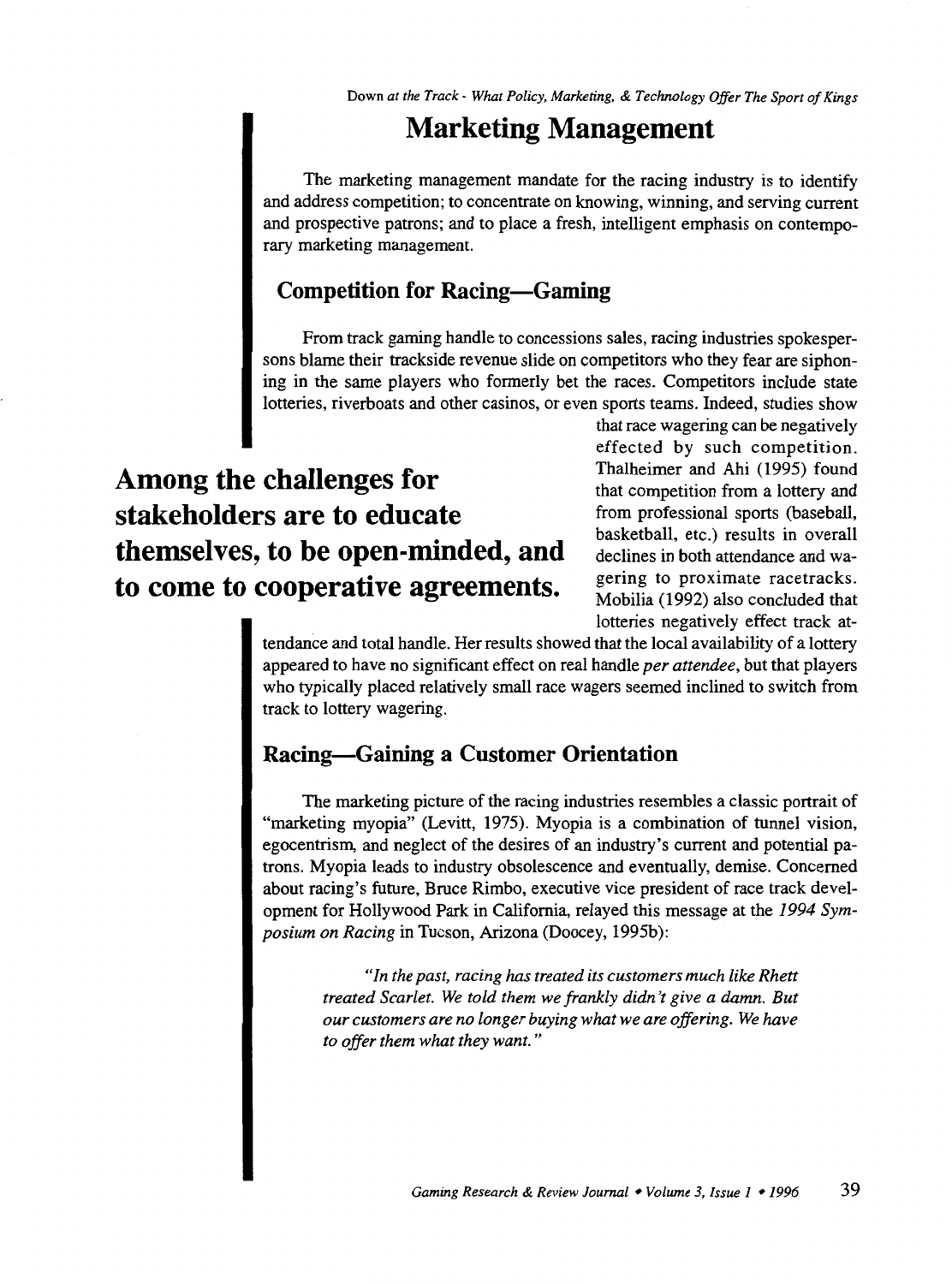## Marketing Management

The marketing management mandate for the racing industry is to identify and address competition; to concentrate on knowing, winning, and serving current and prospective patrons; and to place a fresh, intelligent emphasis on contemporary marketing management.

### Competition for Racing—Gaming

From track gaming handle to concessions sales, racing industries spokespersons blame their trackside revenue slide on competitors who they fear are siphoning in the same players who formerly bet the races. Competitors include state lotteries, riverboats and other casinos, or even sports teams. Indeed, studies show that race wagering can be negatively effected by such competition. Thalheimer and Ahi (1995) found that competition from a lottery and from professional sports (baseball, basketball, etc.) results in overall declines in both attendance and wagering to proximate racetracks. Mobilia (1992) also concluded that lotteries negatively effect track attendance and total handle. Her results showed that the local availability of a lottery appeared to have no significant effect on real handle *per attendee*, but that players who typically placed relatively small race wagers seemed inclined to switch from track to lottery wagering.

**Among the challenges for stakeholders are to educate themselves, to be open-minded, and to come to cooperative agreements.**

### Racing—Gaining a Customer Orientation

The marketing picture of the racing industries resembles a classic portrait of "marketing myopia" (Levitt, 1975). Myopia is a combination of tunnel vision, egocentrism, and neglect of the desires of an industry's current and potential patrons. Myopia leads to industry obsolescence and eventually, demise. Concerned about racing's future, Bruce Rimbo, executive vice president of race track development for Hollywood Park in California, relayed this message at the *1994 Symposium on Racing* in Tucson, Arizona (Doocey, 1995b):

> *"In the past, racing has treated its customers much like Rhett treated Scarlet. We told them we frankly didn't give a damn. But our customers are no longer buying what we are offering. We have to offer them what they want."*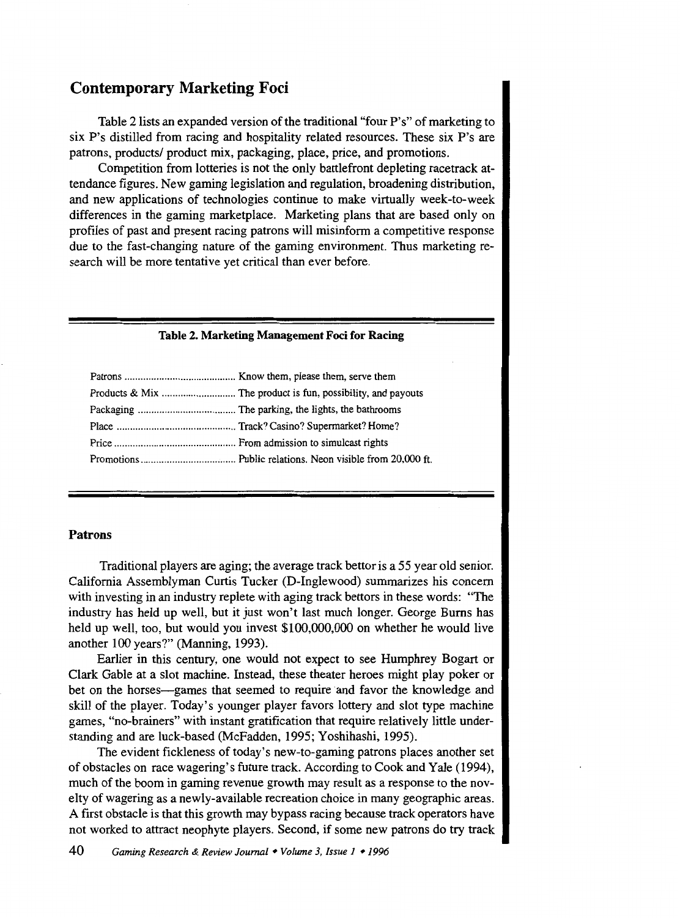## Contemporary Marketing Foci

Table 2 lists an expanded version of the traditional "four P's" of marketing to six P's distilled from racing and hospitality related resources. These six P's are patrons, products/ product mix, packaging, place, price, and promotions.

Competition from lotteries is not the only battlefront depleting racetrack attendance figures. New gaming legislation and regulation, broadening distribution, and new applications of technologies continue to make virtually week-to-week differences in the gaming marketplace. Marketing plans that are based only on profiles of past and present racing patrons will misinform a competitive response due to the fast-changing nature of the gaming environment. Thus marketing research will be more tentative yet critical than ever before.

**Table 2. Marketing Management Foci for Racing**

| | |
|---|---|
| Patrons | Know them, please them, serve them |
| Products & Mix | The product is fun, possibility, and payouts |
| Packaging | The parking, the lights, the bathrooms |
| Place | Track? Casino? Supermarket? Home? |
| Price | From admission to simulcast rights |
| Promotions | Public relations. Neon visible from 20,000 ft. |

### Patrons

Traditional players are aging; the average track bettor is a 55 year old senior. California Assemblyman Curtis Tucker (D-Inglewood) summarizes his concern with investing in an industry replete with aging track bettors in these words: "The industry has held up well, but it just won't last much longer. George Burns has held up well, too, but would you invest $100,000,000 on whether he would live another 100 years?" (Manning, 1993).

Earlier in this century, one would not expect to see Humphrey Bogart or Clark Gable at a slot machine. Instead, these theater heroes might play poker or bet on the horses—games that seemed to require and favor the knowledge and skill of the player. Today's younger player favors lottery and slot type machine games, "no-brainers" with instant gratification that require relatively little understanding and are luck-based (McFadden, 1995; Yoshihashi, 1995).

The evident fickleness of today's new-to-gaming patrons places another set of obstacles on race wagering's future track. According to Cook and Yale (1994), much of the boom in gaming revenue growth may result as a response to the novelty of wagering as a newly-available recreation choice in many geographic areas. A first obstacle is that this growth may bypass racing because track operators have not worked to attract neophyte players. Second, if some new patrons do try track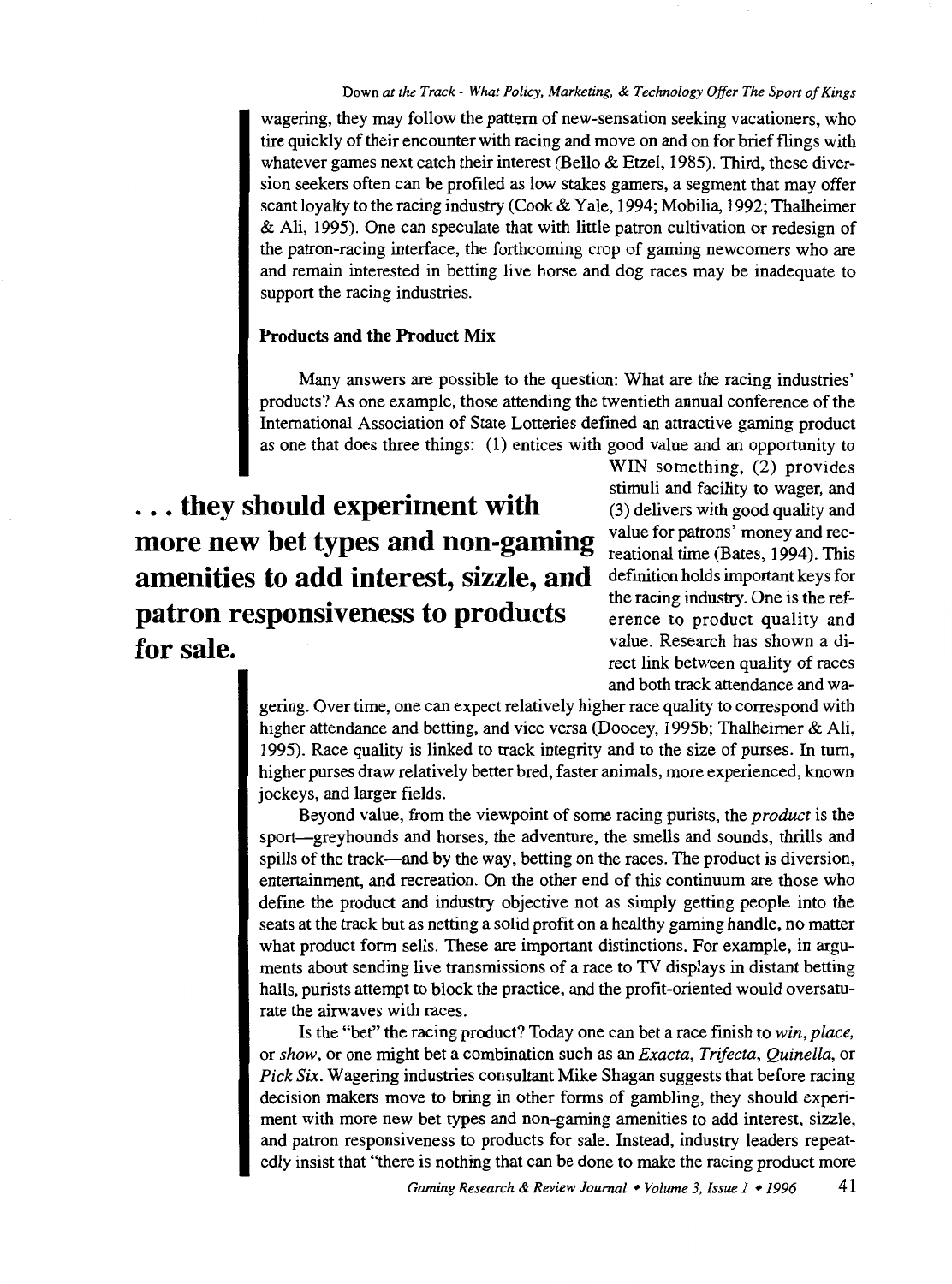wagering, they may follow the pattern of new-sensation seeking vacationers, who tire quickly of their encounter with racing and move on and on for brief flings with whatever games next catch their interest (Bello & Etzel, 1985). Third, these diversion seekers often can be profiled as low stakes gamers, a segment that may offer scant loyalty to the racing industry (Cook & Yale, 1994; Mobilia, 1992; Thalheimer & Ali, 1995). One can speculate that with little patron cultivation or redesign of the patron-racing interface, the forthcoming crop of gaming newcomers who are and remain interested in betting live horse and dog races may be inadequate to support the racing industries.

### Products and the Product Mix

Many answers are possible to the question: What are the racing industries' products? As one example, those attending the twentieth annual conference of the International Association of State Lotteries defined an attractive gaming product as one that does three things: (1) entices with good value and an opportunity to WIN something, (2) provides stimuli and facility to wager, and (3) delivers with good quality and value for patrons' money and recreational time (Bates, 1994). This definition holds important keys for the racing industry. One is the reference to product quality and value. Research has shown a direct link between quality of races and both track attendance and wagering. Over time, one can expect relatively higher race quality to correspond with higher attendance and betting, and vice versa (Doocey, 1995b; Thalheimer & Ali, 1995). Race quality is linked to track integrity and to the size of purses. In turn, higher purses draw relatively better bred, faster animals, more experienced, known jockeys, and larger fields.

**. . . they should experiment with more new bet types and non-gaming amenities to add interest, sizzle, and patron responsiveness to products for sale.**

Beyond value, from the viewpoint of some racing purists, the *product* is the sport—greyhounds and horses, the adventure, the smells and sounds, thrills and spills of the track—and by the way, betting on the races. The product is diversion, entertainment, and recreation. On the other end of this continuum are those who define the product and industry objective not as simply getting people into the seats at the track but as netting a solid profit on a healthy gaming handle, no matter what product form sells. These are important distinctions. For example, in arguments about sending live transmissions of a race to TV displays in distant betting halls, purists attempt to block the practice, and the profit-oriented would oversaturate the airwaves with races.

Is the "bet" the racing product? Today one can bet a race finish to *win*, *place*, or *show*, or one might bet a combination such as an *Exacta*, *Trifecta*, *Quinella*, or *Pick Six*. Wagering industries consultant Mike Shagan suggests that before racing decision makers move to bring in other forms of gambling, they should experiment with more new bet types and non-gaming amenities to add interest, sizzle, and patron responsiveness to products for sale. Instead, industry leaders repeatedly insist that "there is nothing that can be done to make the racing product more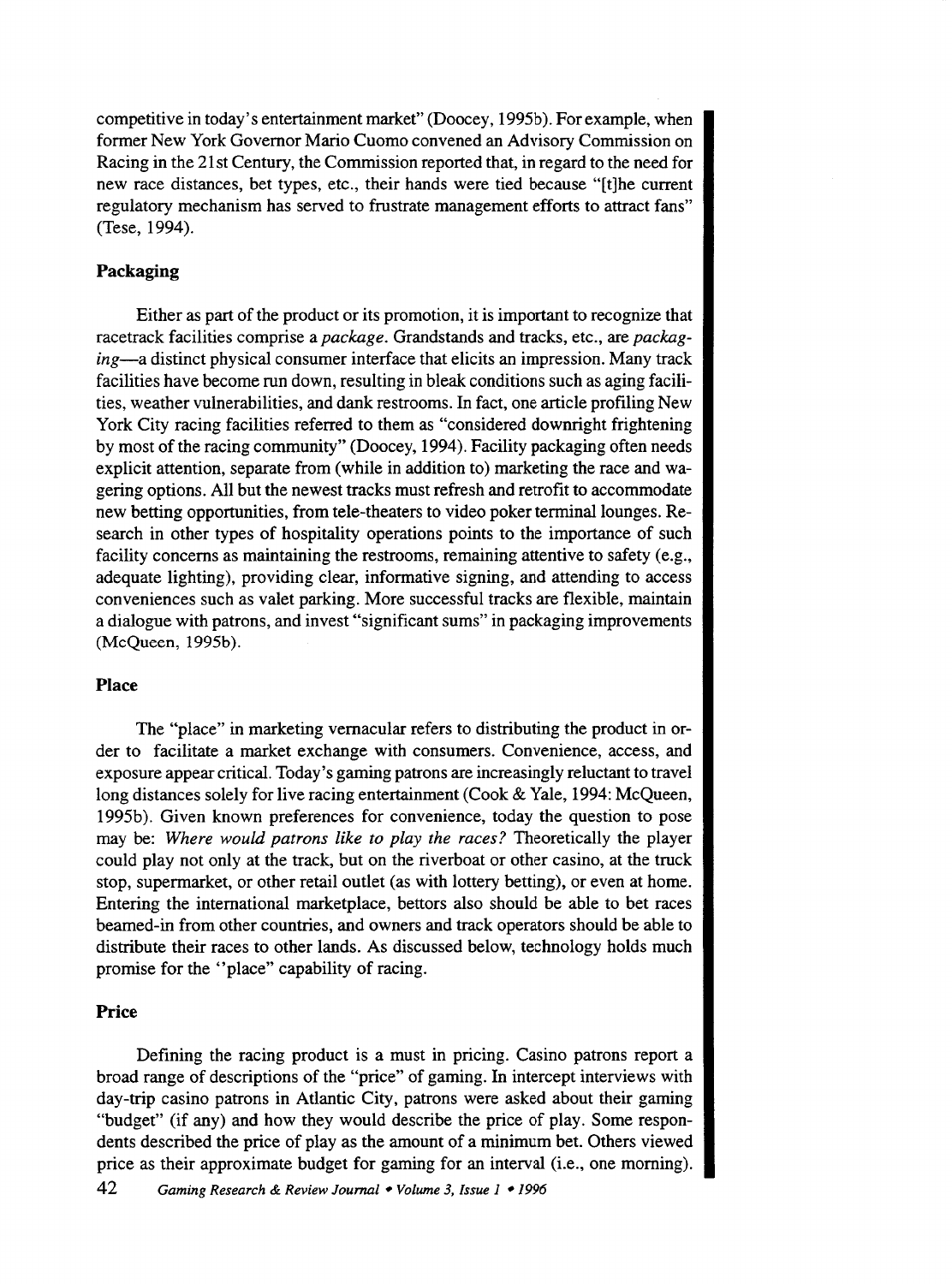competitive in today's entertainment market" (Doocey, 1995b). For example, when former New York Governor Mario Cuomo convened an Advisory Commission on Racing in the 21st Century, the Commission reported that, in regard to the need for new race distances, bet types, etc., their hands were tied because "[t]he current regulatory mechanism has served to frustrate management efforts to attract fans" (Tese, 1994).

### Packaging

Either as part of the product or its promotion, it is important to recognize that racetrack facilities comprise a *package*. Grandstands and tracks, etc., are *packaging*—a distinct physical consumer interface that elicits an impression. Many track facilities have become run down, resulting in bleak conditions such as aging facilities, weather vulnerabilities, and dank restrooms. In fact, one article profiling New York City racing facilities referred to them as "considered downright frightening by most of the racing community" (Doocey, 1994). Facility packaging often needs explicit attention, separate from (while in addition to) marketing the race and wagering options. All but the newest tracks must refresh and retrofit to accommodate new betting opportunities, from tele-theaters to video poker terminal lounges. Research in other types of hospitality operations points to the importance of such facility concerns as maintaining the restrooms, remaining attentive to safety (e.g., adequate lighting), providing clear, informative signing, and attending to access conveniences such as valet parking. More successful tracks are flexible, maintain a dialogue with patrons, and invest "significant sums" in packaging improvements (McQueen, 1995b).

### Place

The "place" in marketing vernacular refers to distributing the product in order to facilitate a market exchange with consumers. Convenience, access, and exposure appear critical. Today's gaming patrons are increasingly reluctant to travel long distances solely for live racing entertainment (Cook & Yale, 1994: McQueen, 1995b). Given known preferences for convenience, today the question to pose may be: *Where would patrons like to play the races?* Theoretically the player could play not only at the track, but on the riverboat or other casino, at the truck stop, supermarket, or other retail outlet (as with lottery betting), or even at home. Entering the international marketplace, bettors also should be able to bet races beamed-in from other countries, and owners and track operators should be able to distribute their races to other lands. As discussed below, technology holds much promise for the "place" capability of racing.

### Price

Defining the racing product is a must in pricing. Casino patrons report a broad range of descriptions of the "price" of gaming. In intercept interviews with day-trip casino patrons in Atlantic City, patrons were asked about their gaming "budget" (if any) and how they would describe the price of play. Some respondents described the price of play as the amount of a minimum bet. Others viewed price as their approximate budget for gaming for an interval (i.e., one morning).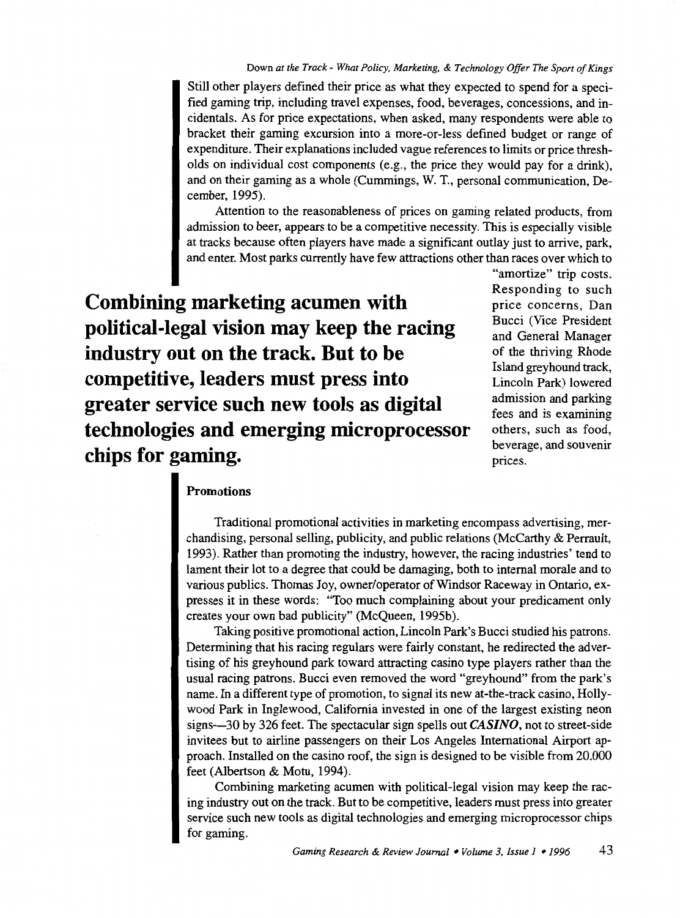Still other players defined their price as what they expected to spend for a specified gaming trip, including travel expenses, food, beverages, concessions, and incidentals. As for price expectations, when asked, many respondents were able to bracket their gaming excursion into a more-or-less defined budget or range of expenditure. Their explanations included vague references to limits or price thresholds on individual cost components (e.g., the price they would pay for a drink), and on their gaming as a whole (Cummings, W. T., personal communication, December, 1995).

Attention to the reasonableness of prices on gaming related products, from admission to beer, appears to be a competitive necessity. This is especially visible at tracks because often players have made a significant outlay just to arrive, park, and enter. Most parks currently have few attractions other than races over which to "amortize" trip costs. Responding to such price concerns, Dan Bucci (Vice President and General Manager of the thriving Rhode Island greyhound track, Lincoln Park) lowered admission and parking fees and is examining others, such as food, beverage, and souvenir prices.

**Combining marketing acumen with political-legal vision may keep the racing industry out on the track. But to be competitive, leaders must press into greater service such new tools as digital technologies and emerging microprocessor chips for gaming.**

### Promotions

Traditional promotional activities in marketing encompass advertising, merchandising, personal selling, publicity, and public relations (McCarthy & Perrault, 1993). Rather than promoting the industry, however, the racing industries' tend to lament their lot to a degree that could be damaging, both to internal morale and to various publics. Thomas Joy, owner/operator of Windsor Raceway in Ontario, expresses it in these words: "Too much complaining about your predicament only creates your own bad publicity" (McQueen, 1995b).

Taking positive promotional action, Lincoln Park's Bucci studied his patrons. Determining that his racing regulars were fairly constant, he redirected the advertising of his greyhound park toward attracting casino type players rather than the usual racing patrons. Bucci even removed the word "greyhound" from the park's name. In a different type of promotion, to signal its new at-the-track casino, Hollywood Park in Inglewood, California invested in one of the largest existing neon signs—30 by 326 feet. The spectacular sign spells out ***CASINO***, not to street-side invitees but to airline passengers on their Los Angeles International Airport approach. Installed on the casino roof, the sign is designed to be visible from 20,000 feet (Albertson & Motu, 1994).

Combining marketing acumen with political-legal vision may keep the racing industry out on the track. But to be competitive, leaders must press into greater service such new tools as digital technologies and emerging microprocessor chips for gaming.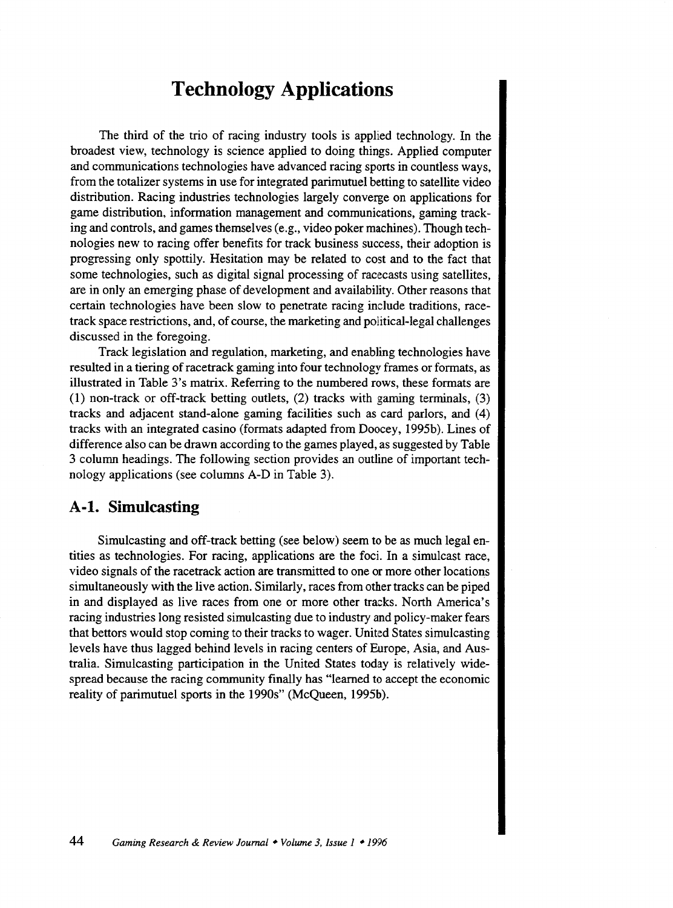# Technology Applications

The third of the trio of racing industry tools is applied technology. In the broadest view, technology is science applied to doing things. Applied computer and communications technologies have advanced racing sports in countless ways, from the totalizer systems in use for integrated parimutuel betting to satellite video distribution. Racing industries technologies largely converge on applications for game distribution, information management and communications, gaming tracking and controls, and games themselves (e.g., video poker machines). Though technologies new to racing offer benefits for track business success, their adoption is progressing only spottily. Hesitation may be related to cost and to the fact that some technologies, such as digital signal processing of racecasts using satellites, are in only an emerging phase of development and availability. Other reasons that certain technologies have been slow to penetrate racing include traditions, racetrack space restrictions, and, of course, the marketing and political-legal challenges discussed in the foregoing.

Track legislation and regulation, marketing, and enabling technologies have resulted in a tiering of racetrack gaming into four technology frames or formats, as illustrated in Table 3's matrix. Referring to the numbered rows, these formats are (1) non-track or off-track betting outlets, (2) tracks with gaming terminals, (3) tracks and adjacent stand-alone gaming facilities such as card parlors, and (4) tracks with an integrated casino (formats adapted from Doocey, 1995b). Lines of difference also can be drawn according to the games played, as suggested by Table 3 column headings. The following section provides an outline of important technology applications (see columns A-D in Table 3).

## A-1. Simulcasting

Simulcasting and off-track betting (see below) seem to be as much legal entities as technologies. For racing, applications are the foci. In a simulcast race, video signals of the racetrack action are transmitted to one or more other locations simultaneously with the live action. Similarly, races from other tracks can be piped in and displayed as live races from one or more other tracks. North America's racing industries long resisted simulcasting due to industry and policy-maker fears that bettors would stop coming to their tracks to wager. United States simulcasting levels have thus lagged behind levels in racing centers of Europe, Asia, and Australia. Simulcasting participation in the United States today is relatively widespread because the racing community finally has "learned to accept the economic reality of parimutuel sports in the 1990s" (McQueen, 1995b).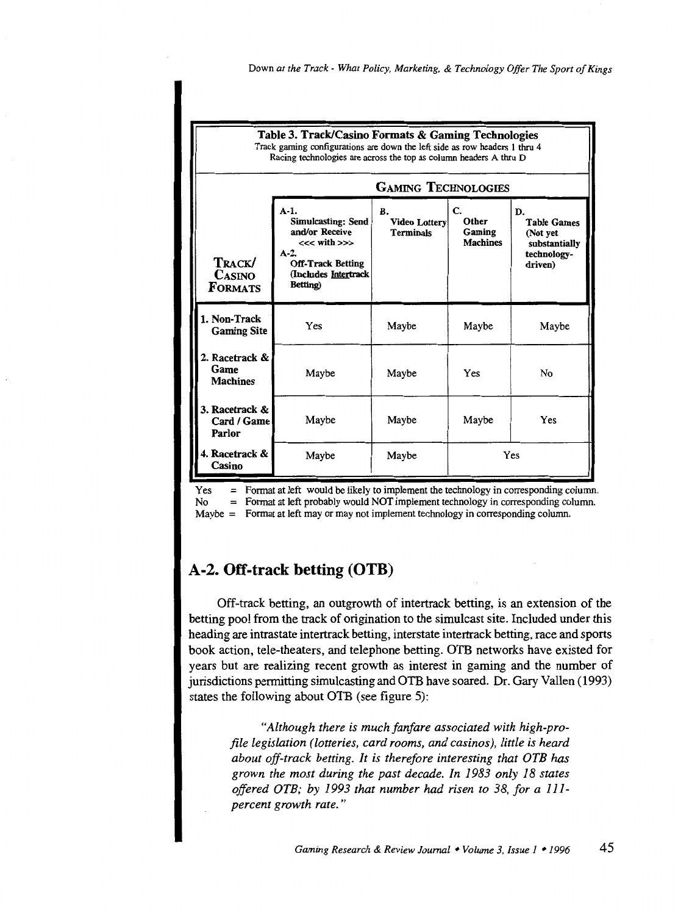**Table 3. Track/Casino Formats & Gaming Technologies**

Track gaming configurations are down the left side as row headers 1 thru 4
Racing technologies are across the top as column headers A thru D

| Track/Casino Formats | Gaming Technologies | | | |
|---|---|---|---|---|
| | A-1. Simulcasting: Send and/or Receive <<< with >>> A-2. Off-Track Betting (Includes Intertrack Betting) | B. Video Lottery Terminals | C. Other Gaming Machines | D. Table Games (Not yet substantially technology-driven) |
| 1. Non-Track Gaming Site | Yes | Maybe | Maybe | Maybe |
| 2. Racetrack & Game Machines | Maybe | Maybe | Yes | No |
| 3. Racetrack & Card / Game Parlor | Maybe | Maybe | Maybe | Yes |
| 4. Racetrack & Casino | Maybe | Maybe | Yes | |

Yes = Format at left would be likely to implement the technology in corresponding column.
No = Format at left probably would NOT implement technology in corresponding column.
Maybe = Format at left may or may not implement technology in corresponding column.

## A-2. Off-track betting (OTB)

Off-track betting, an outgrowth of intertrack betting, is an extension of the betting pool from the track of origination to the simulcast site. Included under this heading are intrastate intertrack betting, interstate intertrack betting, race and sports book action, tele-theaters, and telephone betting. OTB networks have existed for years but are realizing recent growth as interest in gaming and the number of jurisdictions permitting simulcasting and OTB have soared. Dr. Gary Vallen (1993) states the following about OTB (see figure 5):

> *"Although there is much fanfare associated with high-profile legislation (lotteries, card rooms, and casinos), little is heard about off-track betting. It is therefore interesting that OTB has grown the most during the past decade. In 1983 only 18 states offered OTB; by 1993 that number had risen to 38, for a 111-percent growth rate."*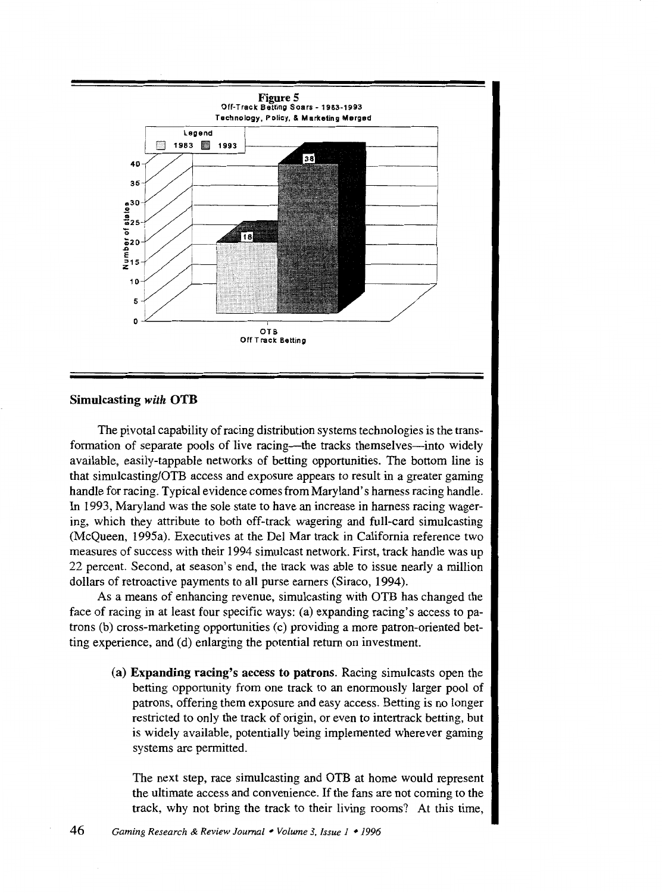**Figure 5**
Off-Track Betting Soars - 1983-1993
Technology, Policy, & Marketing Merged

## Simulcasting *with* OTB

The pivotal capability of racing distribution systems technologies is the transformation of separate pools of live racing—the tracks themselves—into widely available, easily-tappable networks of betting opportunities. The bottom line is that simulcasting/OTB access and exposure appears to result in a greater gaming handle for racing. Typical evidence comes from Maryland's harness racing handle. In 1993, Maryland was the sole state to have an increase in harness racing wagering, which they attribute to both off-track wagering and full-card simulcasting (McQueen, 1995a). Executives at the Del Mar track in California reference two measures of success with their 1994 simulcast network. First, track handle was up 22 percent. Second, at season's end, the track was able to issue nearly a million dollars of retroactive payments to all purse earners (Siraco, 1994).

As a means of enhancing revenue, simulcasting with OTB has changed the face of racing in at least four specific ways: (a) expanding racing's access to patrons (b) cross-marketing opportunities (c) providing a more patron-oriented betting experience, and (d) enlarging the potential return on investment.

> **(a) Expanding racing's access to patrons.** Racing simulcasts open the betting opportunity from one track to an enormously larger pool of patrons, offering them exposure and easy access. Betting is no longer restricted to only the track of origin, or even to intertrack betting, but is widely available, potentially being implemented wherever gaming systems are permitted.
>
> The next step, race simulcasting and OTB at home would represent the ultimate access and convenience. If the fans are not coming to the track, why not bring the track to their living rooms? At this time,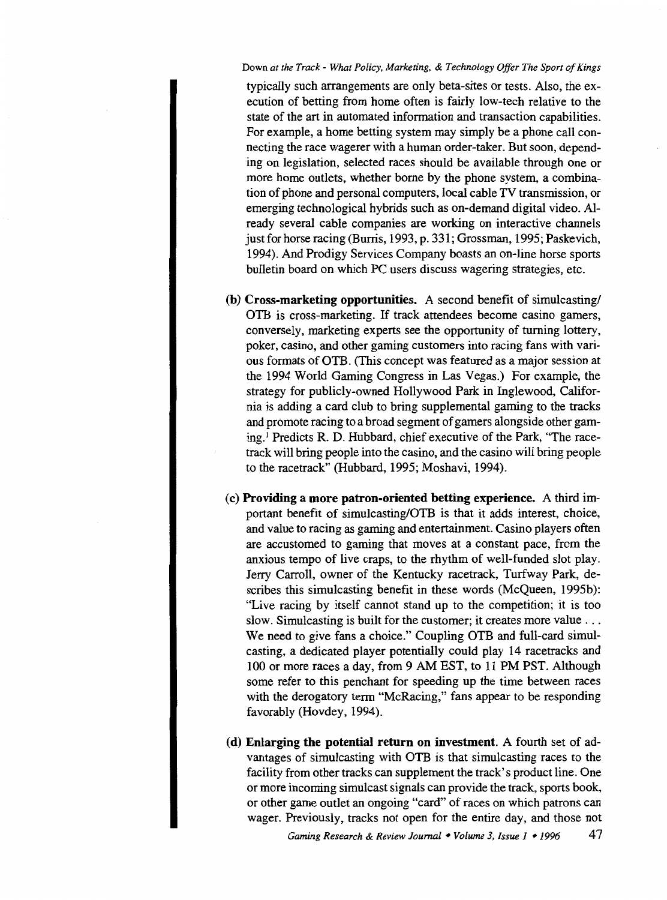typically such arrangements are only beta-sites or tests. Also, the execution of betting from home often is fairly low-tech relative to the state of the art in automated information and transaction capabilities. For example, a home betting system may simply be a phone call connecting the race wagerer with a human order-taker. But soon, depending on legislation, selected races should be available through one or more home outlets, whether borne by the phone system, a combination of phone and personal computers, local cable TV transmission, or emerging technological hybrids such as on-demand digital video. Already several cable companies are working on interactive channels just for horse racing (Burris, 1993, p. 331; Grossman, 1995; Paskevich, 1994). And Prodigy Services Company boasts an on-line horse sports bulletin board on which PC users discuss wagering strategies, etc.

**(b) Cross-marketing opportunities.** A second benefit of simulcasting/OTB is cross-marketing. If track attendees become casino gamers, conversely, marketing experts see the opportunity of turning lottery, poker, casino, and other gaming customers into racing fans with various formats of OTB. (This concept was featured as a major session at the 1994 World Gaming Congress in Las Vegas.) For example, the strategy for publicly-owned Hollywood Park in Inglewood, California is adding a card club to bring supplemental gaming to the tracks and promote racing to a broad segment of gamers alongside other gaming.[1] Predicts R. D. Hubbard, chief executive of the Park, "The racetrack will bring people into the casino, and the casino will bring people to the racetrack" (Hubbard, 1995; Moshavi, 1994).

**(c) Providing a more patron-oriented betting experience.** A third important benefit of simulcasting/OTB is that it adds interest, choice, and value to racing as gaming and entertainment. Casino players often are accustomed to gaming that moves at a constant pace, from the anxious tempo of live craps, to the rhythm of well-funded slot play. Jerry Carroll, owner of the Kentucky racetrack, Turfway Park, describes this simulcasting benefit in these words (McQueen, 1995b): "Live racing by itself cannot stand up to the competition; it is too slow. Simulcasting is built for the customer; it creates more value . . . We need to give fans a choice." Coupling OTB and full-card simulcasting, a dedicated player potentially could play 14 racetracks and 100 or more races a day, from 9 AM EST, to 11 PM PST. Although some refer to this penchant for speeding up the time between races with the derogatory term "McRacing," fans appear to be responding favorably (Hovdey, 1994).

**(d) Enlarging the potential return on investment.** A fourth set of advantages of simulcasting with OTB is that simulcasting races to the facility from other tracks can supplement the track's product line. One or more incoming simulcast signals can provide the track, sports book, or other game outlet an ongoing "card" of races on which patrons can wager. Previously, tracks not open for the entire day, and those not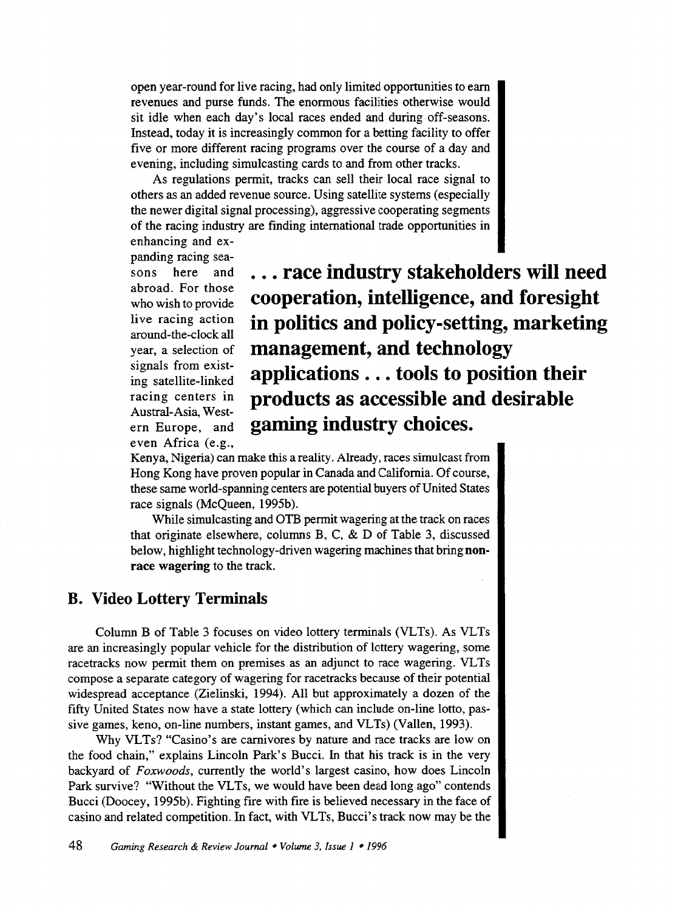open year-round for live racing, had only limited opportunities to earn revenues and purse funds. The enormous facilities otherwise would sit idle when each day's local races ended and during off-seasons. Instead, today it is increasingly common for a betting facility to offer five or more different racing programs over the course of a day and evening, including simulcasting cards to and from other tracks.

As regulations permit, tracks can sell their local race signal to others as an added revenue source. Using satellite systems (especially the newer digital signal processing), aggressive cooperating segments of the racing industry are finding international trade opportunities in enhancing and expanding racing seasons here and abroad. For those who wish to provide live racing action around-the-clock all year, a selection of signals from existing satellite-linked racing centers in Austral-Asia, Western Europe, and even Africa (e.g., Kenya, Nigeria) can make this a reality. Already, races simulcast from Hong Kong have proven popular in Canada and California. Of course, these same world-spanning centers are potential buyers of United States race signals (McQueen, 1995b).

**. . . race industry stakeholders will need cooperation, intelligence, and foresight in politics and policy-setting, marketing management, and technology applications . . . tools to position their products as accessible and desirable gaming industry choices.**

While simulcasting and OTB permit wagering at the track on races that originate elsewhere, columns B, C, & D of Table 3, discussed below, highlight technology-driven wagering machines that bring **non-race wagering** to the track.

## B. Video Lottery Terminals

Column B of Table 3 focuses on video lottery terminals (VLTs). As VLTs are an increasingly popular vehicle for the distribution of lottery wagering, some racetracks now permit them on premises as an adjunct to race wagering. VLTs compose a separate category of wagering for racetracks because of their potential widespread acceptance (Zielinski, 1994). All but approximately a dozen of the fifty United States now have a state lottery (which can include on-line lotto, passive games, keno, on-line numbers, instant games, and VLTs) (Vallen, 1993).

Why VLTs? "Casino's are carnivores by nature and race tracks are low on the food chain," explains Lincoln Park's Bucci. In that his track is in the very backyard of *Foxwoods*, currently the world's largest casino, how does Lincoln Park survive? "Without the VLTs, we would have been dead long ago" contends Bucci (Doocey, 1995b). Fighting fire with fire is believed necessary in the face of casino and related competition. In fact, with VLTs, Bucci's track now may be the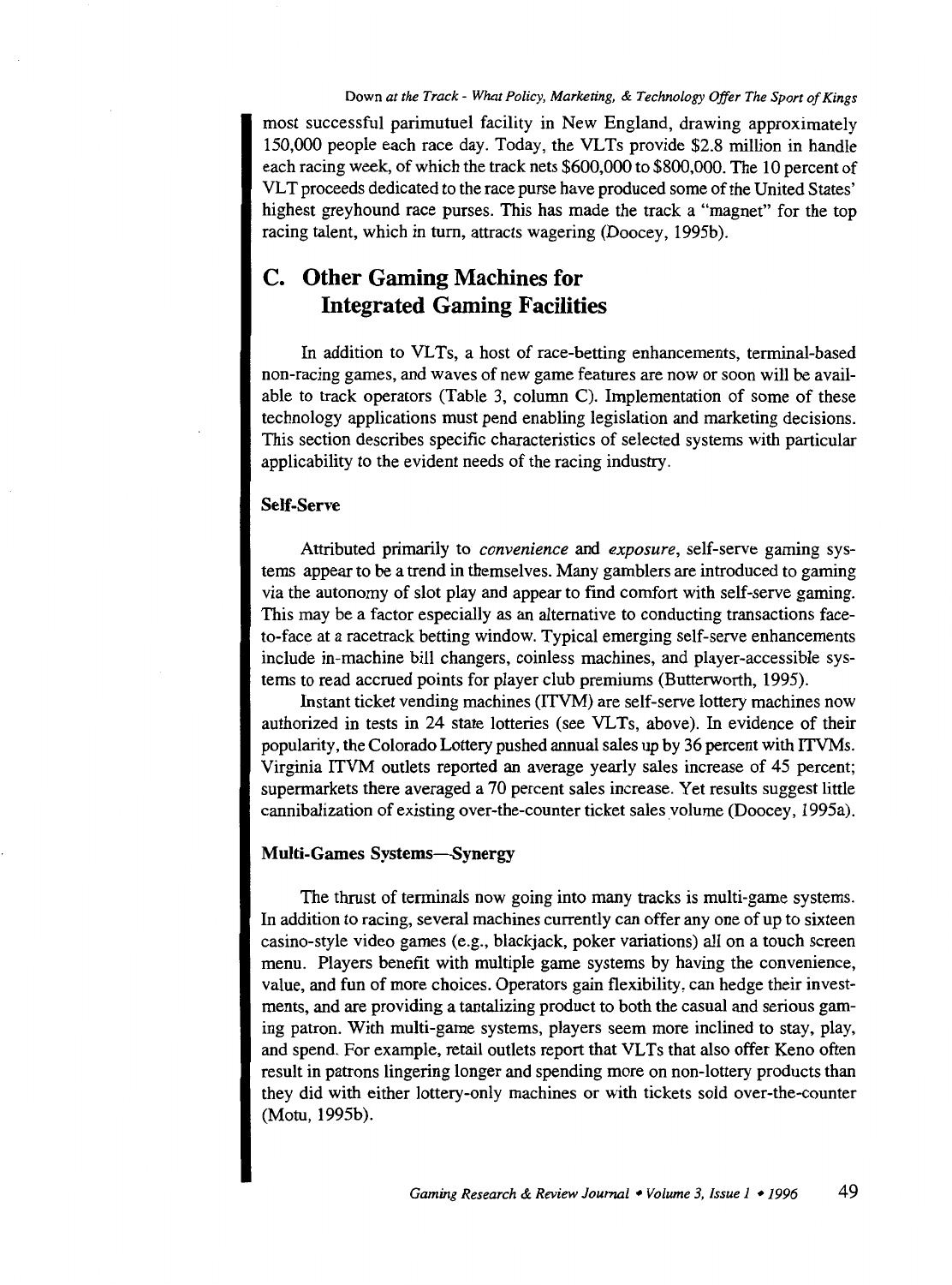most successful parimutuel facility in New England, drawing approximately 150,000 people each race day. Today, the VLTs provide $2.8 million in handle each racing week, of which the track nets $600,000 to $800,000. The 10 percent of VLT proceeds dedicated to the race purse have produced some of the United States' highest greyhound race purses. This has made the track a "magnet" for the top racing talent, which in turn, attracts wagering (Doocey, 1995b).

## C. Other Gaming Machines for Integrated Gaming Facilities

In addition to VLTs, a host of race-betting enhancements, terminal-based non-racing games, and waves of new game features are now or soon will be available to track operators (Table 3, column C). Implementation of some of these technology applications must pend enabling legislation and marketing decisions. This section describes specific characteristics of selected systems with particular applicability to the evident needs of the racing industry.

### Self-Serve

Attributed primarily to *convenience* and *exposure*, self-serve gaming systems appear to be a trend in themselves. Many gamblers are introduced to gaming via the autonomy of slot play and appear to find comfort with self-serve gaming. This may be a factor especially as an alternative to conducting transactions face-to-face at a racetrack betting window. Typical emerging self-serve enhancements include in-machine bill changers, coinless machines, and player-accessible systems to read accrued points for player club premiums (Butterworth, 1995).

Instant ticket vending machines (ITVM) are self-serve lottery machines now authorized in tests in 24 state lotteries (see VLTs, above). In evidence of their popularity, the Colorado Lottery pushed annual sales up by 36 percent with ITVMs. Virginia ITVM outlets reported an average yearly sales increase of 45 percent; supermarkets there averaged a 70 percent sales increase. Yet results suggest little cannibalization of existing over-the-counter ticket sales volume (Doocey, 1995a).

### Multi-Games Systems—Synergy

The thrust of terminals now going into many tracks is multi-game systems. In addition to racing, several machines currently can offer any one of up to sixteen casino-style video games (e.g., blackjack, poker variations) all on a touch screen menu. Players benefit with multiple game systems by having the convenience, value, and fun of more choices. Operators gain flexibility, can hedge their investments, and are providing a tantalizing product to both the casual and serious gaming patron. With multi-game systems, players seem more inclined to stay, play, and spend. For example, retail outlets report that VLTs that also offer Keno often result in patrons lingering longer and spending more on non-lottery products than they did with either lottery-only machines or with tickets sold over-the-counter (Motu, 1995b).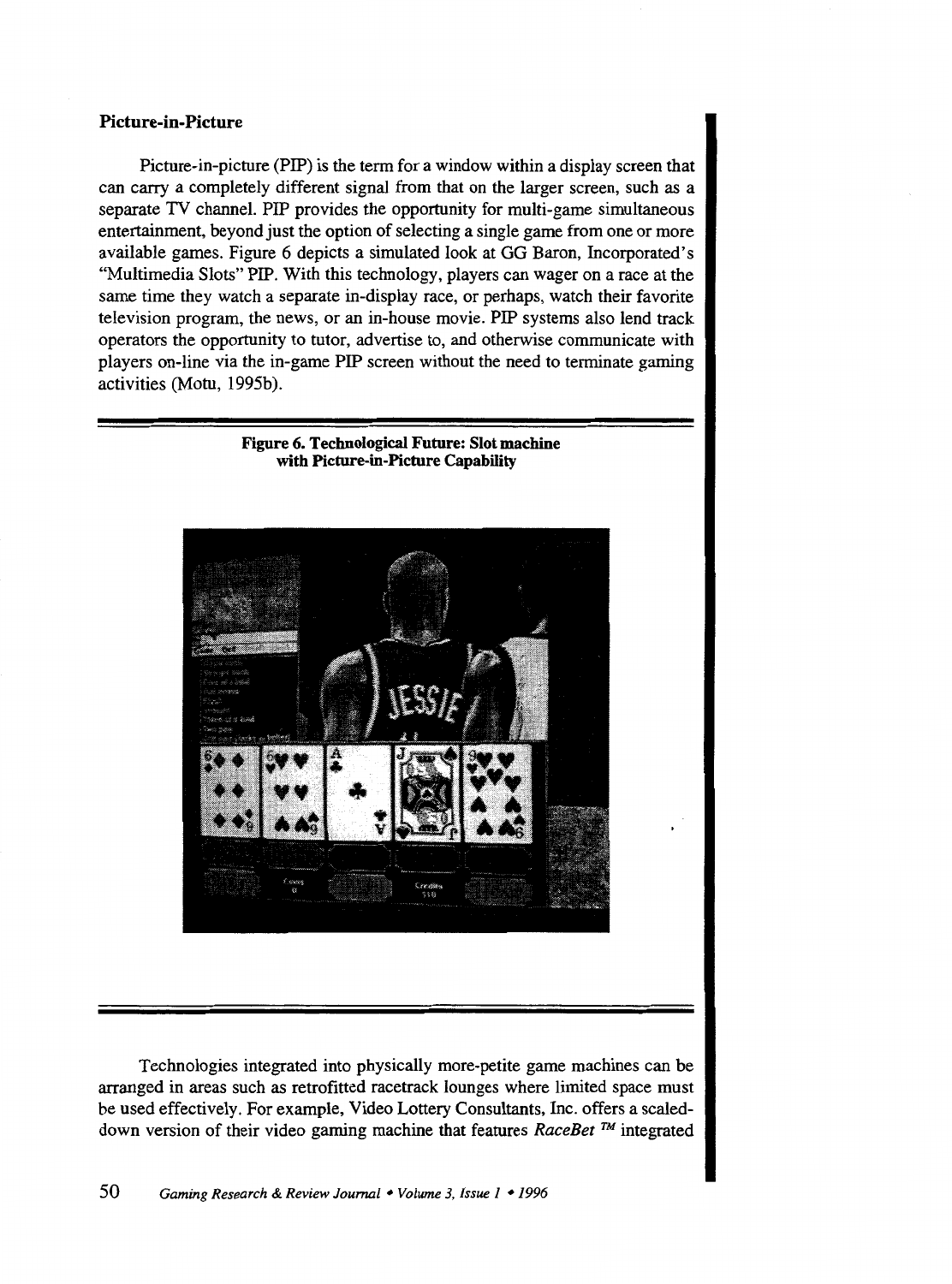### Picture-in-Picture

Picture-in-picture (PIP) is the term for a window within a display screen that can carry a completely different signal from that on the larger screen, such as a separate TV channel. PIP provides the opportunity for multi-game simultaneous entertainment, beyond just the option of selecting a single game from one or more available games. Figure 6 depicts a simulated look at GG Baron, Incorporated's "Multimedia Slots" PIP. With this technology, players can wager on a race at the same time they watch a separate in-display race, or perhaps, watch their favorite television program, the news, or an in-house movie. PIP systems also lend track operators the opportunity to tutor, advertise to, and otherwise communicate with players on-line via the in-game PIP screen without the need to terminate gaming activities (Motu, 1995b).

**Figure 6. Technological Future: Slot machine with Picture-in-Picture Capability**

Technologies integrated into physically more-petite game machines can be arranged in areas such as retrofitted racetrack lounges where limited space must be used effectively. For example, Video Lottery Consultants, Inc. offers a scaled-down version of their video gaming machine that features *RaceBet ™* integrated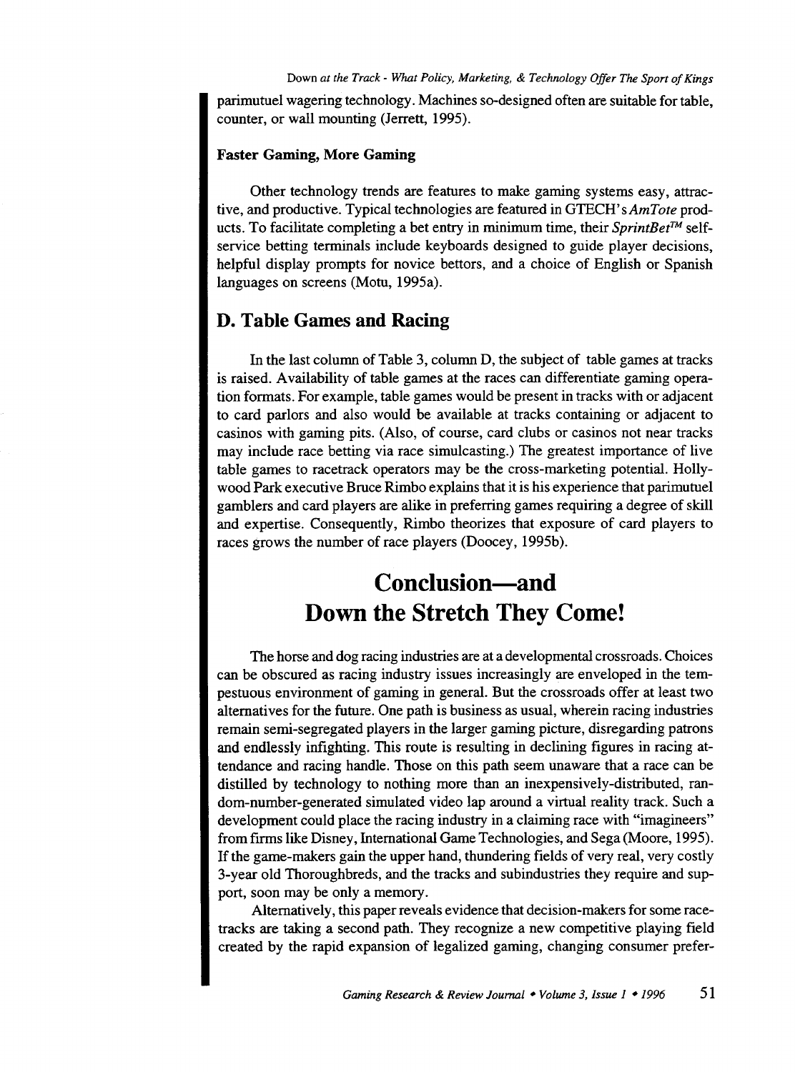parimutuel wagering technology. Machines so-designed often are suitable for table, counter, or wall mounting (Jerrett, 1995).

**Faster Gaming, More Gaming**

Other technology trends are features to make gaming systems easy, attractive, and productive. Typical technologies are featured in GTECH's *AmTote* products. To facilitate completing a bet entry in minimum time, their *SprintBet™* self-service betting terminals include keyboards designed to guide player decisions, helpful display prompts for novice bettors, and a choice of English or Spanish languages on screens (Motu, 1995a).

## D. Table Games and Racing

In the last column of Table 3, column D, the subject of table games at tracks is raised. Availability of table games at the races can differentiate gaming operation formats. For example, table games would be present in tracks with or adjacent to card parlors and also would be available at tracks containing or adjacent to casinos with gaming pits. (Also, of course, card clubs or casinos not near tracks may include race betting via race simulcasting.) The greatest importance of live table games to racetrack operators may be the cross-marketing potential. Hollywood Park executive Bruce Rimbo explains that it is his experience that parimutuel gamblers and card players are alike in preferring games requiring a degree of skill and expertise. Consequently, Rimbo theorizes that exposure of card players to races grows the number of race players (Doocey, 1995b).

# Conclusion—and Down the Stretch They Come!

The horse and dog racing industries are at a developmental crossroads. Choices can be obscured as racing industry issues increasingly are enveloped in the tempestuous environment of gaming in general. But the crossroads offer at least two alternatives for the future. One path is business as usual, wherein racing industries remain semi-segregated players in the larger gaming picture, disregarding patrons and endlessly infighting. This route is resulting in declining figures in racing attendance and racing handle. Those on this path seem unaware that a race can be distilled by technology to nothing more than an inexpensively-distributed, random-number-generated simulated video lap around a virtual reality track. Such a development could place the racing industry in a claiming race with "imagineers" from firms like Disney, International Game Technologies, and Sega (Moore, 1995). If the game-makers gain the upper hand, thundering fields of very real, very costly 3-year old Thoroughbreds, and the tracks and subindustries they require and support, soon may be only a memory.

Alternatively, this paper reveals evidence that decision-makers for some racetracks are taking a second path. They recognize a new competitive playing field created by the rapid expansion of legalized gaming, changing consumer prefer-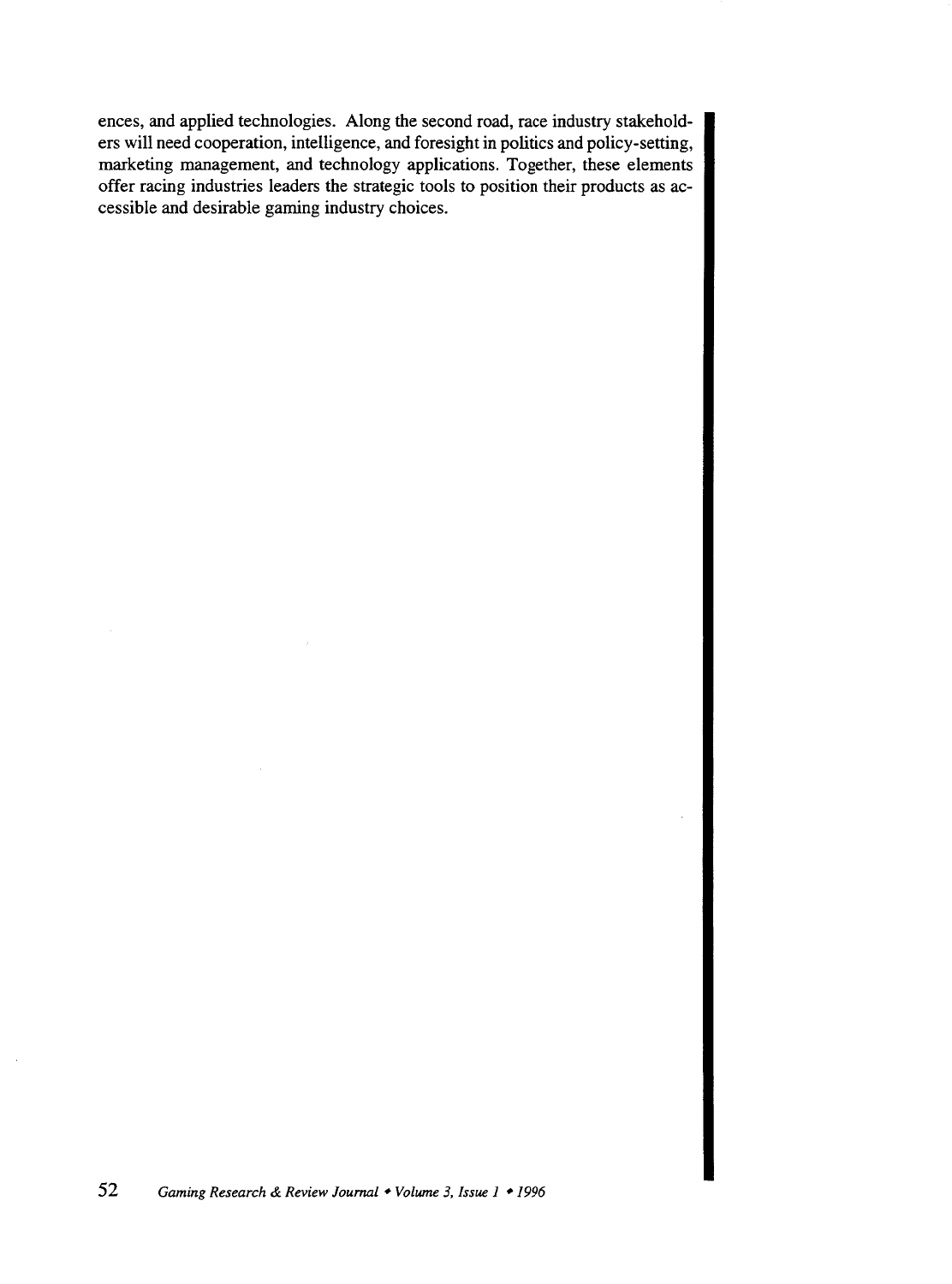ences, and applied technologies. Along the second road, race industry stakeholders will need cooperation, intelligence, and foresight in politics and policy-setting, marketing management, and technology applications. Together, these elements offer racing industries leaders the strategic tools to position their products as accessible and desirable gaming industry choices.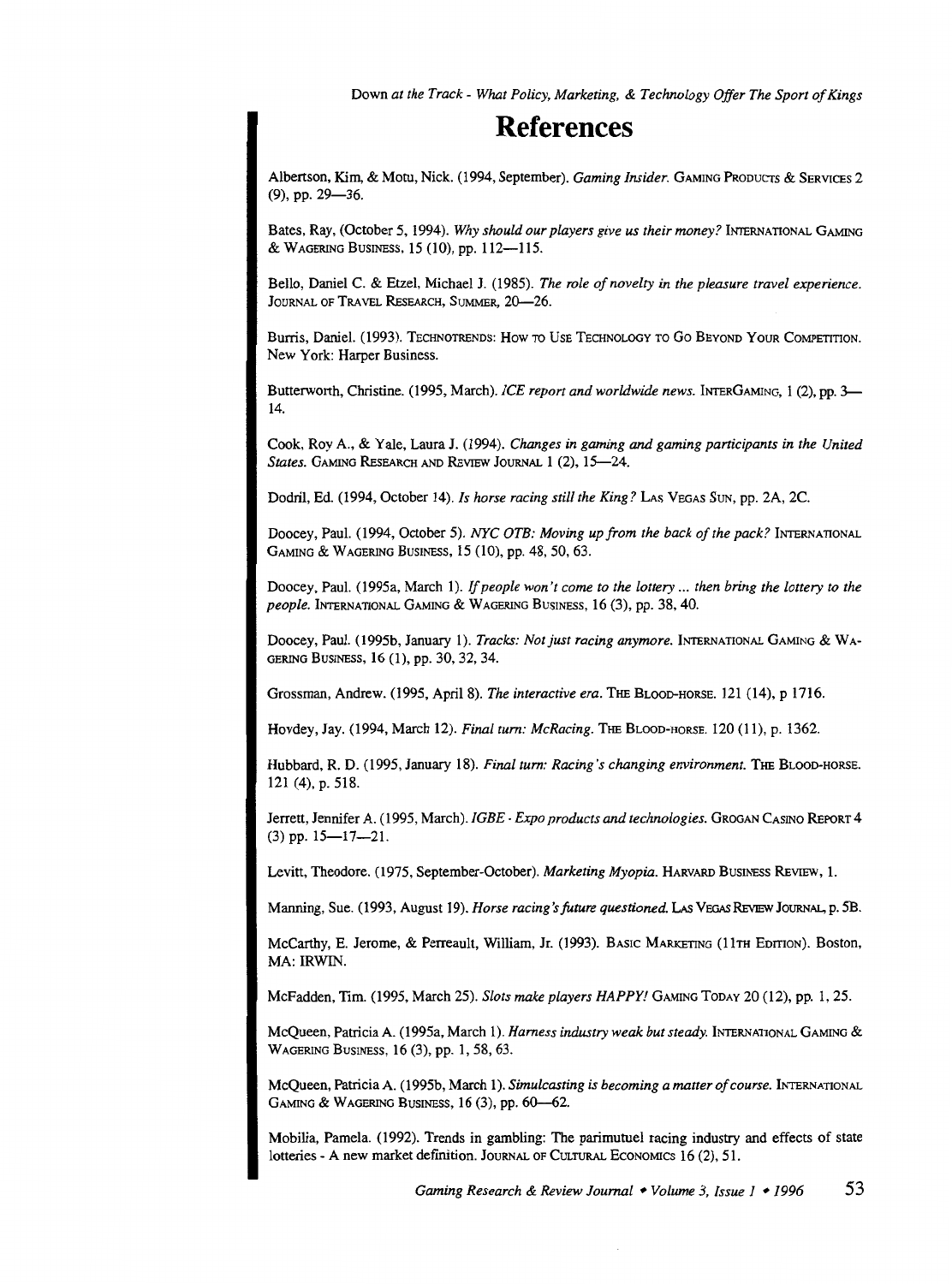# References

Albertson, Kim, & Motu, Nick. (1994, September). *Gaming Insider.* GAMING PRODUCTS & SERVICES 2 (9), pp. 29—36.

Bates, Ray, (October 5, 1994). *Why should our players give us their money?* INTERNATIONAL GAMING & WAGERING BUSINESS, 15 (10), pp. 112—115.

Bello, Daniel C. & Etzel, Michael J. (1985). *The role of novelty in the pleasure travel experience.* JOURNAL OF TRAVEL RESEARCH, SUMMER, 20—26.

Burris, Daniel. (1993). TECHNOTRENDS: HOW TO USE TECHNOLOGY TO GO BEYOND YOUR COMPETITION. New York: Harper Business.

Butterworth, Christine. (1995, March). *ICE report and worldwide news.* INTERGAMING, 1 (2), pp. 3—14.

Cook, Roy A., & Yale, Laura J. (1994). *Changes in gaming and gaming participants in the United States.* GAMING RESEARCH AND REVIEW JOURNAL 1 (2), 15—24.

Dodril, Ed. (1994, October 14). *Is horse racing still the King?* LAS VEGAS SUN, pp. 2A, 2C.

Doocey, Paul. (1994, October 5). *NYC OTB: Moving up from the back of the pack?* INTERNATIONAL GAMING & WAGERING BUSINESS, 15 (10), pp. 48, 50, 63.

Doocey, Paul. (1995a, March 1). *If people won't come to the lottery ... then bring the lottery to the people.* INTERNATIONAL GAMING & WAGERING BUSINESS, 16 (3), pp. 38, 40.

Doocey, Paul. (1995b, January 1). *Tracks: Not just racing anymore.* INTERNATIONAL GAMING & WAGERING BUSINESS, 16 (1), pp. 30, 32, 34.

Grossman, Andrew. (1995, April 8). *The interactive era.* THE BLOOD-HORSE. 121 (14), p 1716.

Hovdey, Jay. (1994, March 12). *Final turn: McRacing.* THE BLOOD-HORSE. 120 (11), p. 1362.

Hubbard, R. D. (1995, January 18). *Final turn: Racing's changing environment.* THE BLOOD-HORSE. 121 (4), p. 518.

Jerrett, Jennifer A. (1995, March). *IGBE - Expo products and technologies.* GROGAN CASINO REPORT 4 (3) pp. 15—17—21.

Levitt, Theodore. (1975, September-October). *Marketing Myopia.* HARVARD BUSINESS REVIEW, 1.

Manning, Sue. (1993, August 19). *Horse racing's future questioned.* LAS VEGAS REVIEW JOURNAL, p. 5B.

McCarthy, E. Jerome, & Perreault, William, Jr. (1993). BASIC MARKETING (11TH EDITION). Boston, MA: IRWIN.

McFadden, Tim. (1995, March 25). *Slots make players HAPPY!* GAMING TODAY 20 (12), pp. 1, 25.

McQueen, Patricia A. (1995a, March 1). *Harness industry weak but steady.* INTERNATIONAL GAMING & WAGERING BUSINESS, 16 (3), pp. 1, 58, 63.

McQueen, Patricia A. (1995b, March 1). *Simulcasting is becoming a matter of course.* INTERNATIONAL GAMING & WAGERING BUSINESS, 16 (3), pp. 60—62.

Mobilia, Pamela. (1992). Trends in gambling: The parimutuel racing industry and effects of state lotteries - A new market definition. JOURNAL OF CULTURAL ECONOMICS 16 (2), 51.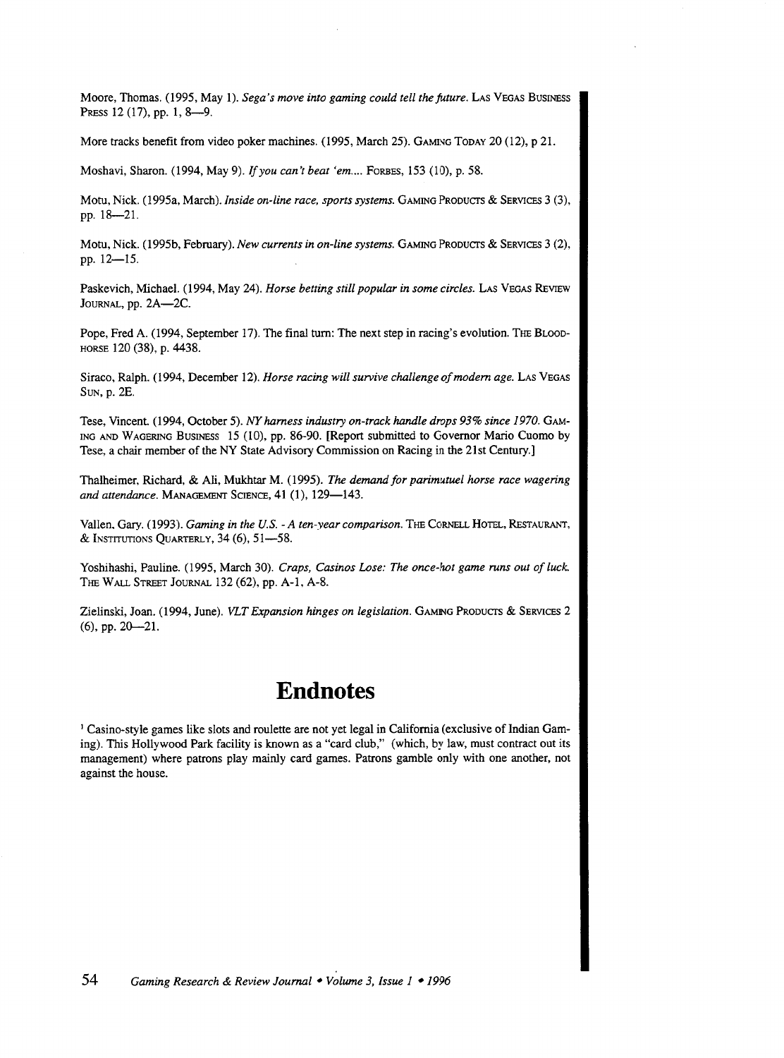Moore, Thomas. (1995, May 1). *Sega's move into gaming could tell the future.* LAS VEGAS BUSINESS PRESS 12 (17), pp. 1, 8—9.

More tracks benefit from video poker machines. (1995, March 25). GAMING TODAY 20 (12), p 21.

Moshavi, Sharon. (1994, May 9). *If you can't beat 'em....* FORBES, 153 (10), p. 58.

Motu, Nick. (1995a, March). *Inside on-line race, sports systems.* GAMING PRODUCTS & SERVICES 3 (3), pp. 18—21.

Motu, Nick. (1995b, February). *New currents in on-line systems.* GAMING PRODUCTS & SERVICES 3 (2), pp. 12—15.

Paskevich, Michael. (1994, May 24). *Horse betting still popular in some circles.* LAS VEGAS REVIEW JOURNAL, pp. 2A—2C.

Pope, Fred A. (1994, September 17). The final turn: The next step in racing's evolution. THE BLOOD-HORSE 120 (38), p. 4438.

Siraco, Ralph. (1994, December 12). *Horse racing will survive challenge of modern age.* LAS VEGAS SUN, p. 2E.

Tese, Vincent. (1994, October 5). *NY harness industry on-track handle drops 93% since 1970.* GAMING AND WAGERING BUSINESS 15 (10), pp. 86-90. [Report submitted to Governor Mario Cuomo by Tese, a chair member of the NY State Advisory Commission on Racing in the 21st Century.]

Thalheimer, Richard, & Ali, Mukhtar M. (1995). *The demand for parimutuel horse race wagering and attendance.* MANAGEMENT SCIENCE, 41 (1), 129—143.

Vallen, Gary. (1993). *Gaming in the U.S. - A ten-year comparison.* THE CORNELL HOTEL, RESTAURANT, & INSTITUTIONS QUARTERLY, 34 (6), 51—58.

Yoshihashi, Pauline. (1995, March 30). *Craps, Casinos Lose: The once-hot game runs out of luck.* THE WALL STREET JOURNAL 132 (62), pp. A-1, A-8.

Zielinski, Joan. (1994, June). *VLT Expansion hinges on legislation.* GAMING PRODUCTS & SERVICES 2 (6), pp. 20—21.

# Endnotes

[1] Casino-style games like slots and roulette are not yet legal in California (exclusive of Indian Gaming). This Hollywood Park facility is known as a "card club," (which, by law, must contract out its management) where patrons play mainly card games. Patrons gamble only with one another, not against the house.